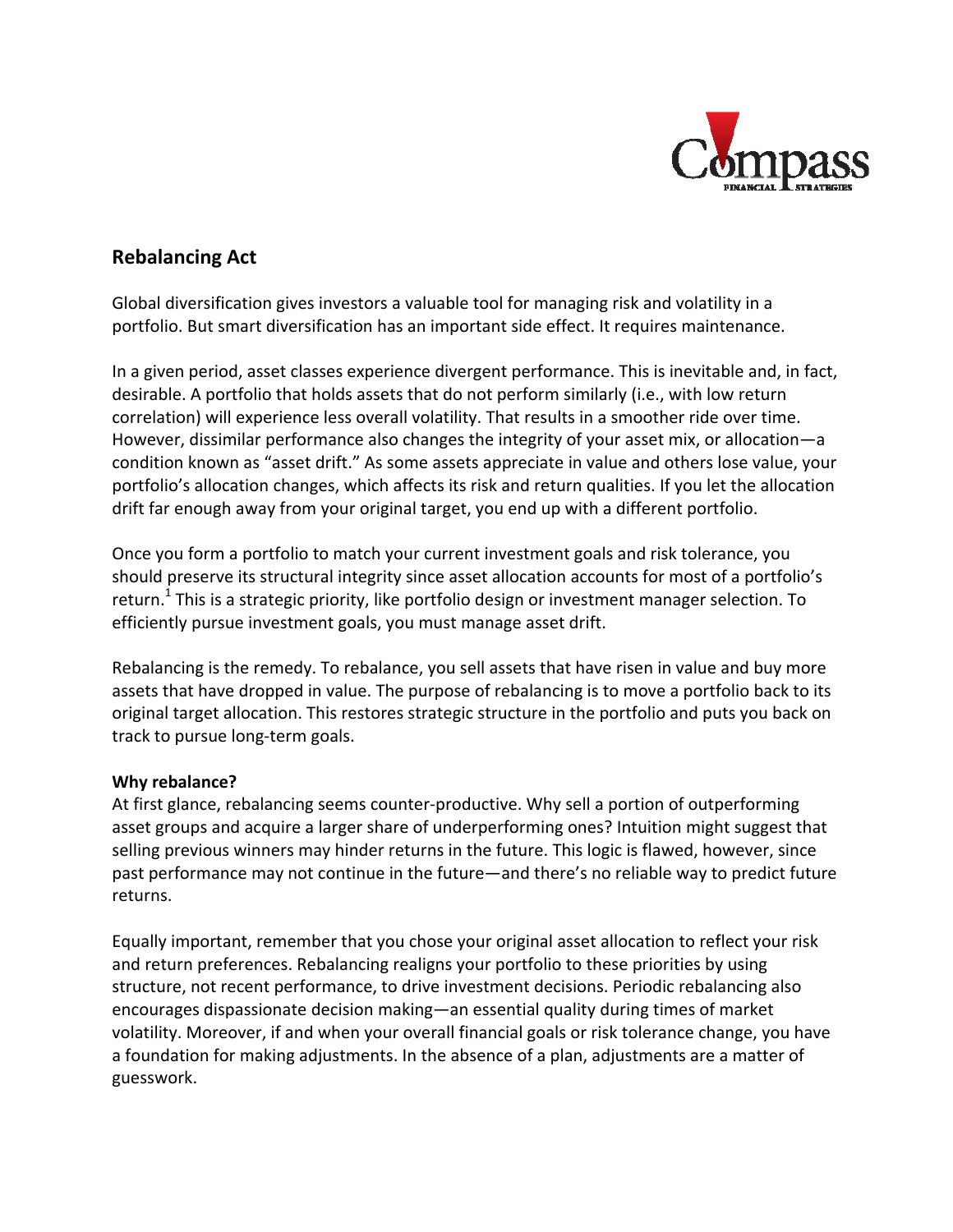## Rebalancing Act

Global diversification gives investors a valuable tool for managing risk and volatility in a portfolio. But smart diversification has an important side effect. It requires maintenance.

In a given period, asset classes experience divergent performance. This is inevitable and, in fact, desirable. A portfolio that holds assets that do not perform similarly (i.e., with low return correlation) will experience less overall volatility. That results in a smoother ride over time. However, dissimilar performance also changes the integrity of your asset mix, or allocation—a condition known as "asset drift." As some assets appreciate in value and others lose value, your portfolio's allocation changes, which affects its risk and return qualities. If you let the allocation drift far enough away from your original target, you end up with a different portfolio.

Once you form a portfolio to match your current investment goals and risk tolerance, you should preserve its structural integrity since asset allocation accounts for most of a portfolio's return.[1] This is a strategic priority, like portfolio design or investment manager selection. To efficiently pursue investment goals, you must manage asset drift.

Rebalancing is the remedy. To rebalance, you sell assets that have risen in value and buy more assets that have dropped in value. The purpose of rebalancing is to move a portfolio back to its original target allocation. This restores strategic structure in the portfolio and puts you back on track to pursue long-term goals.

**Why rebalance?**

At first glance, rebalancing seems counter-productive. Why sell a portion of outperforming asset groups and acquire a larger share of underperforming ones? Intuition might suggest that selling previous winners may hinder returns in the future. This logic is flawed, however, since past performance may not continue in the future—and there's no reliable way to predict future returns.

Equally important, remember that you chose your original asset allocation to reflect your risk and return preferences. Rebalancing realigns your portfolio to these priorities by using structure, not recent performance, to drive investment decisions. Periodic rebalancing also encourages dispassionate decision making—an essential quality during times of market volatility. Moreover, if and when your overall financial goals or risk tolerance change, you have a foundation for making adjustments. In the absence of a plan, adjustments are a matter of guesswork.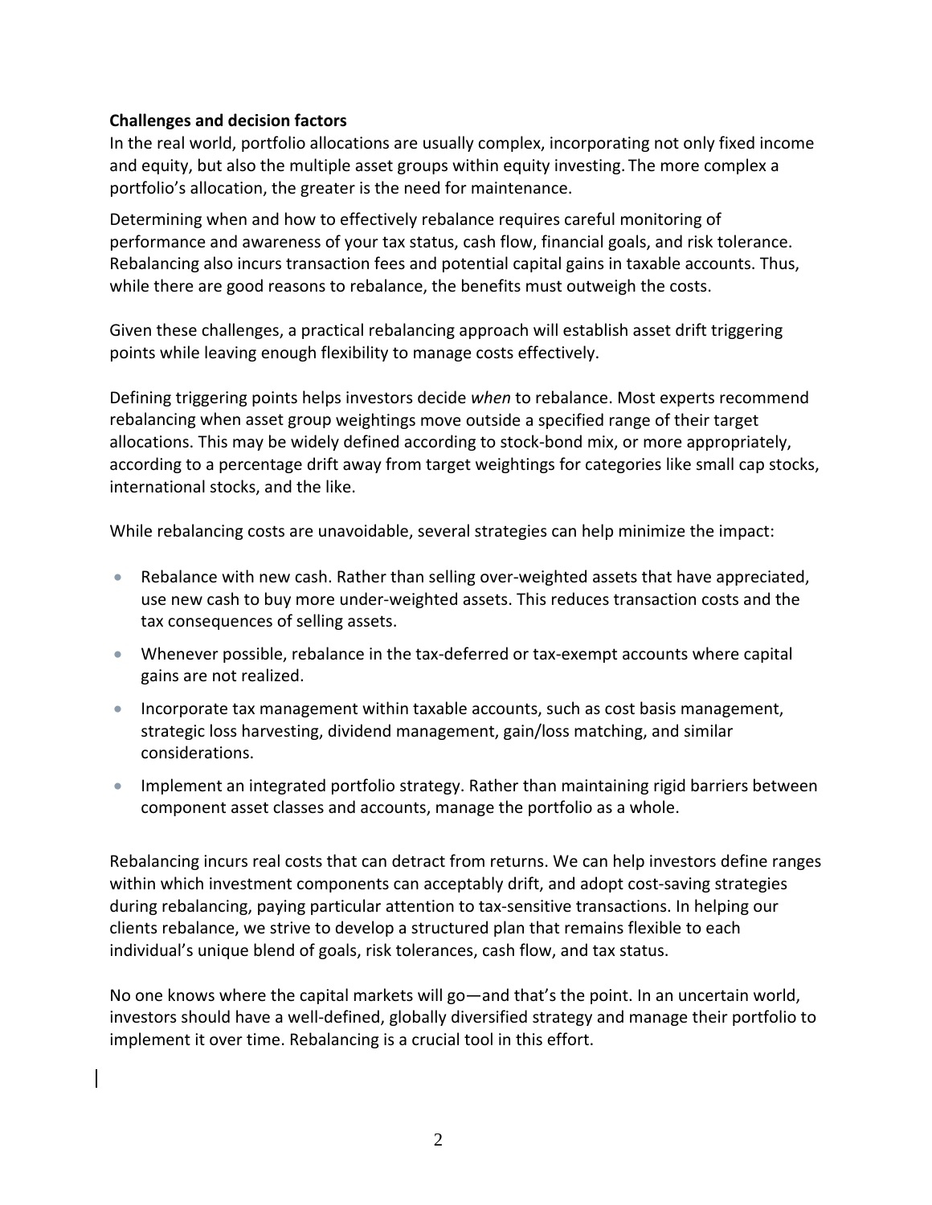**Challenges and decision factors**

In the real world, portfolio allocations are usually complex, incorporating not only fixed income and equity, but also the multiple asset groups within equity investing. The more complex a portfolio's allocation, the greater is the need for maintenance.

Determining when and how to effectively rebalance requires careful monitoring of performance and awareness of your tax status, cash flow, financial goals, and risk tolerance. Rebalancing also incurs transaction fees and potential capital gains in taxable accounts. Thus, while there are good reasons to rebalance, the benefits must outweigh the costs.

Given these challenges, a practical rebalancing approach will establish asset drift triggering points while leaving enough flexibility to manage costs effectively.

Defining triggering points helps investors decide *when* to rebalance. Most experts recommend rebalancing when asset group weightings move outside a specified range of their target allocations. This may be widely defined according to stock-bond mix, or more appropriately, according to a percentage drift away from target weightings for categories like small cap stocks, international stocks, and the like.

While rebalancing costs are unavoidable, several strategies can help minimize the impact:

- Rebalance with new cash. Rather than selling over-weighted assets that have appreciated, use new cash to buy more under-weighted assets. This reduces transaction costs and the tax consequences of selling assets.
- Whenever possible, rebalance in the tax-deferred or tax-exempt accounts where capital gains are not realized.
- Incorporate tax management within taxable accounts, such as cost basis management, strategic loss harvesting, dividend management, gain/loss matching, and similar considerations.
- Implement an integrated portfolio strategy. Rather than maintaining rigid barriers between component asset classes and accounts, manage the portfolio as a whole.

Rebalancing incurs real costs that can detract from returns. We can help investors define ranges within which investment components can acceptably drift, and adopt cost-saving strategies during rebalancing, paying particular attention to tax-sensitive transactions. In helping our clients rebalance, we strive to develop a structured plan that remains flexible to each individual's unique blend of goals, risk tolerances, cash flow, and tax status.

No one knows where the capital markets will go—and that's the point. In an uncertain world, investors should have a well-defined, globally diversified strategy and manage their portfolio to implement it over time. Rebalancing is a crucial tool in this effort.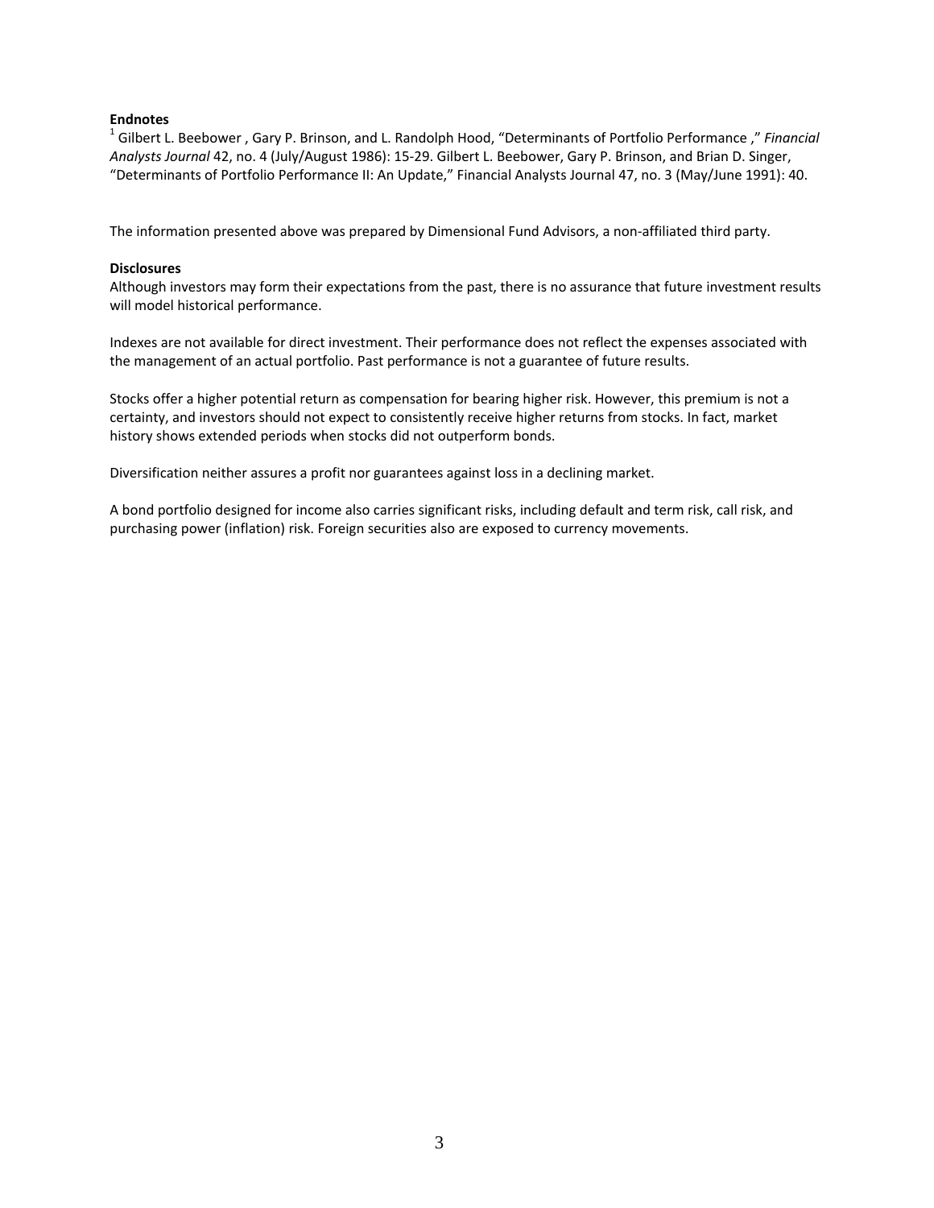**Endnotes**

[1] Gilbert L. Beebower , Gary P. Brinson, and L. Randolph Hood, "Determinants of Portfolio Performance ," *Financial Analysts Journal* 42, no. 4 (July/August 1986): 15-29. Gilbert L. Beebower, Gary P. Brinson, and Brian D. Singer, "Determinants of Portfolio Performance II: An Update," Financial Analysts Journal 47, no. 3 (May/June 1991): 40.

The information presented above was prepared by Dimensional Fund Advisors, a non-affiliated third party.

**Disclosures**

Although investors may form their expectations from the past, there is no assurance that future investment results will model historical performance.

Indexes are not available for direct investment. Their performance does not reflect the expenses associated with the management of an actual portfolio. Past performance is not a guarantee of future results.

Stocks offer a higher potential return as compensation for bearing higher risk. However, this premium is not a certainty, and investors should not expect to consistently receive higher returns from stocks. In fact, market history shows extended periods when stocks did not outperform bonds.

Diversification neither assures a profit nor guarantees against loss in a declining market.

A bond portfolio designed for income also carries significant risks, including default and term risk, call risk, and purchasing power (inflation) risk. Foreign securities also are exposed to currency movements.